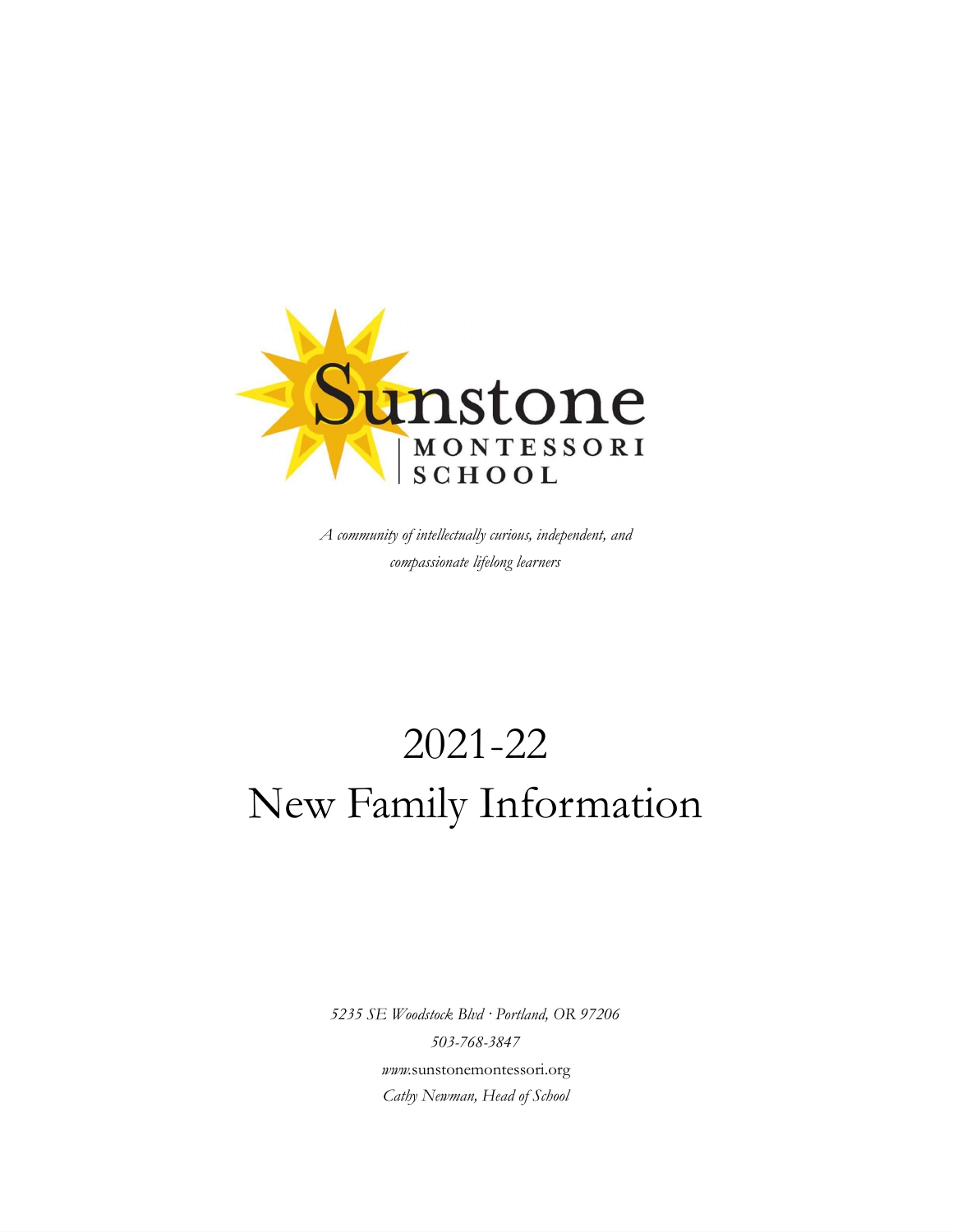Sunstone Montessori School

*A community of intellectually curious, independent, and compassionate lifelong learners*

# 2021-22
# New Family Information

*5235 SE Woodstock Blvd · Portland, OR 97206*

*503-768-3847*

*www.*sunstonemontessori.org

*Cathy Newman, Head of School*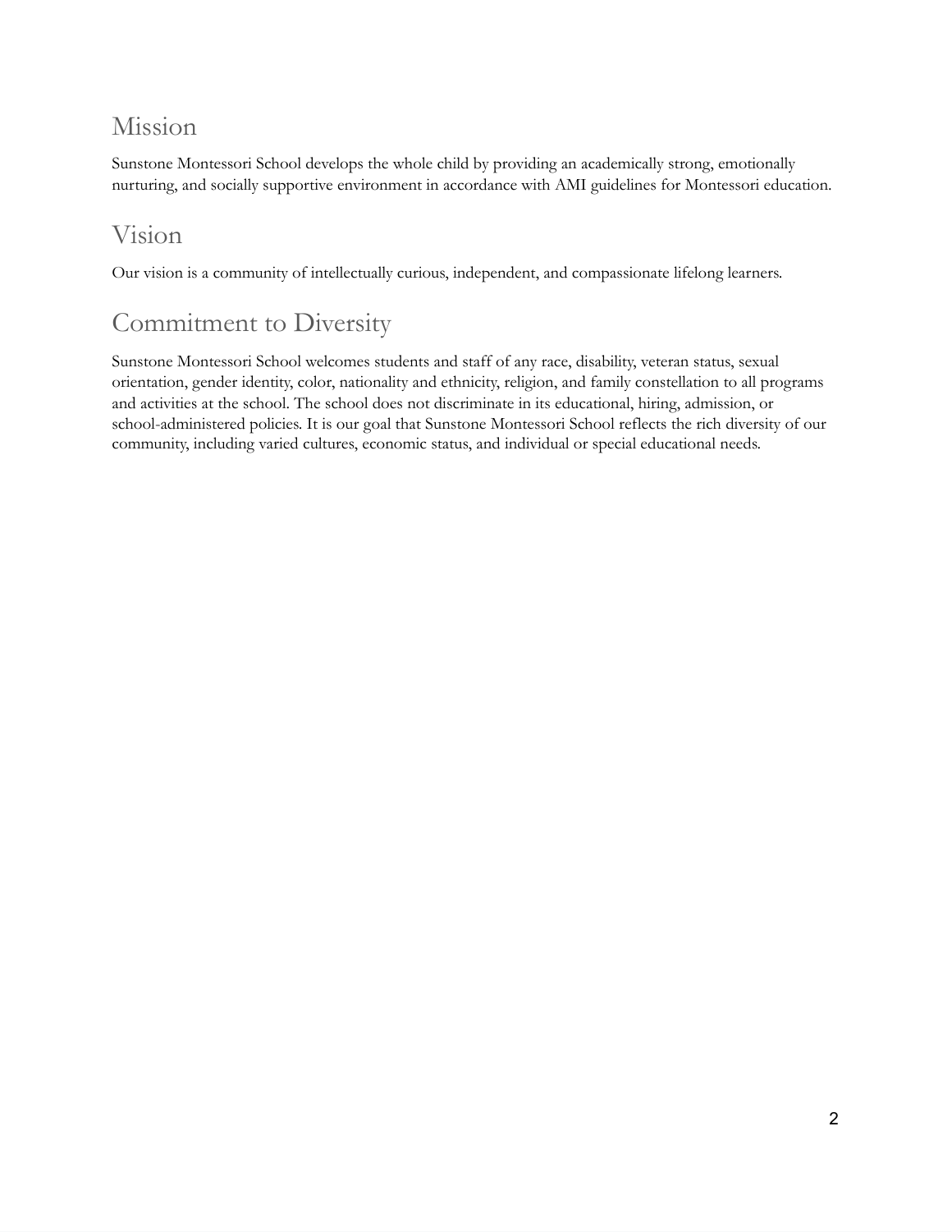## Mission

Sunstone Montessori School develops the whole child by providing an academically strong, emotionally nurturing, and socially supportive environment in accordance with AMI guidelines for Montessori education.

## Vision

Our vision is a community of intellectually curious, independent, and compassionate lifelong learners.

## Commitment to Diversity

Sunstone Montessori School welcomes students and staff of any race, disability, veteran status, sexual orientation, gender identity, color, nationality and ethnicity, religion, and family constellation to all programs and activities at the school. The school does not discriminate in its educational, hiring, admission, or school-administered policies. It is our goal that Sunstone Montessori School reflects the rich diversity of our community, including varied cultures, economic status, and individual or special educational needs.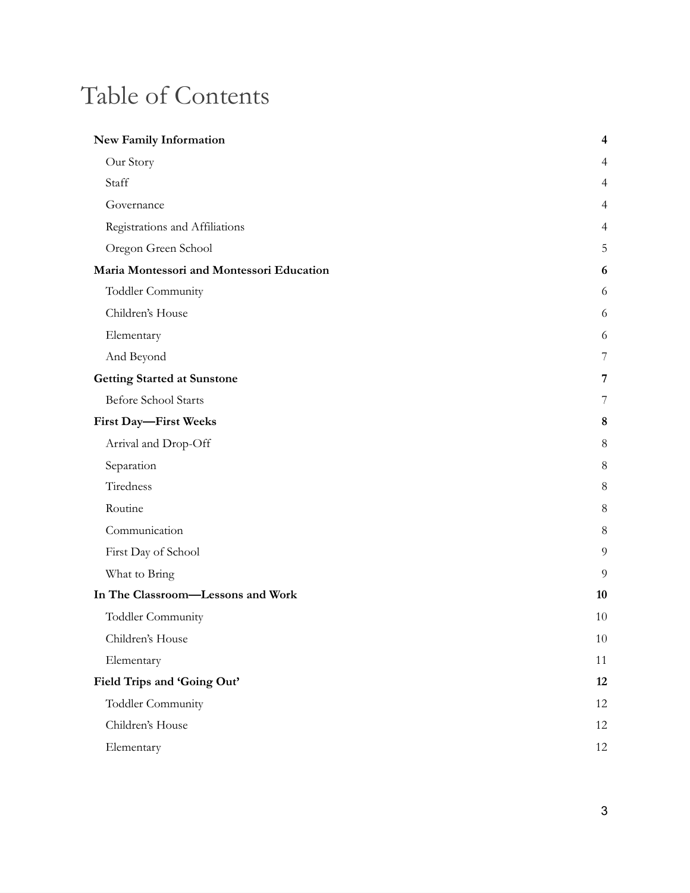# Table of Contents

| | |
|---|---|
| **New Family Information** | **4** |
| Our Story | 4 |
| Staff | 4 |
| Governance | 4 |
| Registrations and Affiliations | 4 |
| Oregon Green School | 5 |
| **Maria Montessori and Montessori Education** | **6** |
| Toddler Community | 6 |
| Children's House | 6 |
| Elementary | 6 |
| And Beyond | 7 |
| **Getting Started at Sunstone** | **7** |
| Before School Starts | 7 |
| **First Day—First Weeks** | **8** |
| Arrival and Drop-Off | 8 |
| Separation | 8 |
| Tiredness | 8 |
| Routine | 8 |
| Communication | 8 |
| First Day of School | 9 |
| What to Bring | 9 |
| **In The Classroom—Lessons and Work** | **10** |
| Toddler Community | 10 |
| Children's House | 10 |
| Elementary | 11 |
| **Field Trips and 'Going Out'** | **12** |
| Toddler Community | 12 |
| Children's House | 12 |
| Elementary | 12 |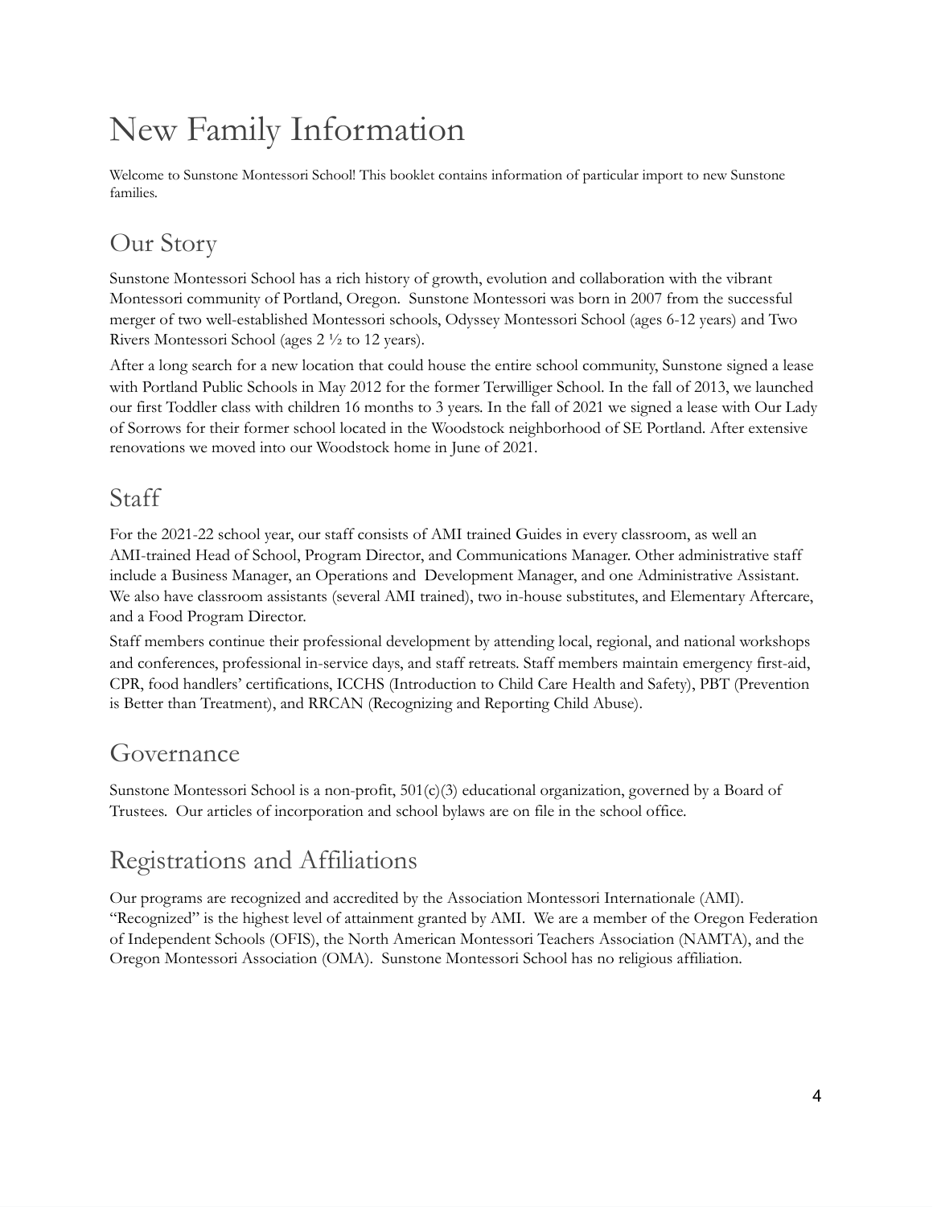# New Family Information

Welcome to Sunstone Montessori School! This booklet contains information of particular import to new Sunstone families.

## Our Story

Sunstone Montessori School has a rich history of growth, evolution and collaboration with the vibrant Montessori community of Portland, Oregon. Sunstone Montessori was born in 2007 from the successful merger of two well-established Montessori schools, Odyssey Montessori School (ages 6-12 years) and Two Rivers Montessori School (ages 2 ½ to 12 years).

After a long search for a new location that could house the entire school community, Sunstone signed a lease with Portland Public Schools in May 2012 for the former Terwilliger School. In the fall of 2013, we launched our first Toddler class with children 16 months to 3 years. In the fall of 2021 we signed a lease with Our Lady of Sorrows for their former school located in the Woodstock neighborhood of SE Portland. After extensive renovations we moved into our Woodstock home in June of 2021.

## Staff

For the 2021-22 school year, our staff consists of AMI trained Guides in every classroom, as well an AMI-trained Head of School, Program Director, and Communications Manager. Other administrative staff include a Business Manager, an Operations and Development Manager, and one Administrative Assistant. We also have classroom assistants (several AMI trained), two in-house substitutes, and Elementary Aftercare, and a Food Program Director.

Staff members continue their professional development by attending local, regional, and national workshops and conferences, professional in-service days, and staff retreats. Staff members maintain emergency first-aid, CPR, food handlers' certifications, ICCHS (Introduction to Child Care Health and Safety), PBT (Prevention is Better than Treatment), and RRCAN (Recognizing and Reporting Child Abuse).

## Governance

Sunstone Montessori School is a non-profit, 501(c)(3) educational organization, governed by a Board of Trustees. Our articles of incorporation and school bylaws are on file in the school office.

## Registrations and Affiliations

Our programs are recognized and accredited by the Association Montessori Internationale (AMI). "Recognized" is the highest level of attainment granted by AMI. We are a member of the Oregon Federation of Independent Schools (OFIS), the North American Montessori Teachers Association (NAMTA), and the Oregon Montessori Association (OMA). Sunstone Montessori School has no religious affiliation.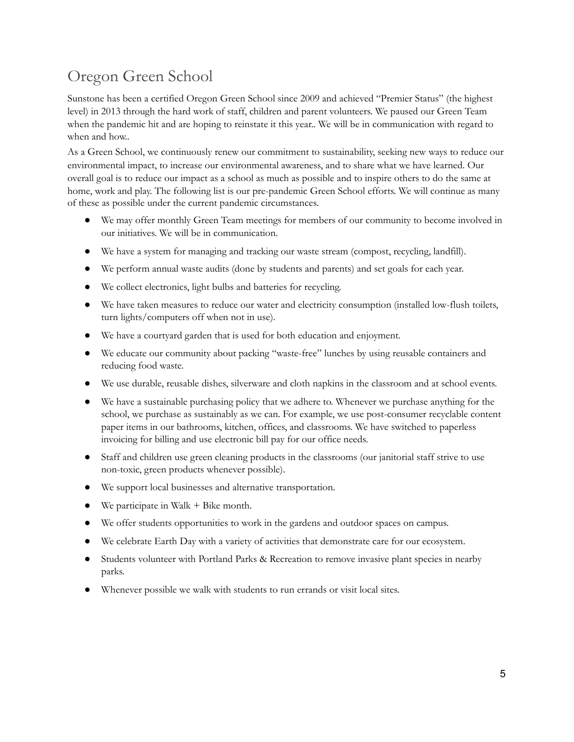# Oregon Green School

Sunstone has been a certified Oregon Green School since 2009 and achieved "Premier Status" (the highest level) in 2013 through the hard work of staff, children and parent volunteers. We paused our Green Team when the pandemic hit and are hoping to reinstate it this year.. We will be in communication with regard to when and how..

As a Green School, we continuously renew our commitment to sustainability, seeking new ways to reduce our environmental impact, to increase our environmental awareness, and to share what we have learned. Our overall goal is to reduce our impact as a school as much as possible and to inspire others to do the same at home, work and play. The following list is our pre-pandemic Green School efforts. We will continue as many of these as possible under the current pandemic circumstances.

- We may offer monthly Green Team meetings for members of our community to become involved in our initiatives. We will be in communication.
- We have a system for managing and tracking our waste stream (compost, recycling, landfill).
- We perform annual waste audits (done by students and parents) and set goals for each year.
- We collect electronics, light bulbs and batteries for recycling.
- We have taken measures to reduce our water and electricity consumption (installed low-flush toilets, turn lights/computers off when not in use).
- We have a courtyard garden that is used for both education and enjoyment.
- We educate our community about packing "waste-free" lunches by using reusable containers and reducing food waste.
- We use durable, reusable dishes, silverware and cloth napkins in the classroom and at school events.
- We have a sustainable purchasing policy that we adhere to. Whenever we purchase anything for the school, we purchase as sustainably as we can. For example, we use post-consumer recyclable content paper items in our bathrooms, kitchen, offices, and classrooms. We have switched to paperless invoicing for billing and use electronic bill pay for our office needs.
- Staff and children use green cleaning products in the classrooms (our janitorial staff strive to use non-toxic, green products whenever possible).
- We support local businesses and alternative transportation.
- We participate in Walk + Bike month.
- We offer students opportunities to work in the gardens and outdoor spaces on campus.
- We celebrate Earth Day with a variety of activities that demonstrate care for our ecosystem.
- Students volunteer with Portland Parks & Recreation to remove invasive plant species in nearby parks.
- Whenever possible we walk with students to run errands or visit local sites.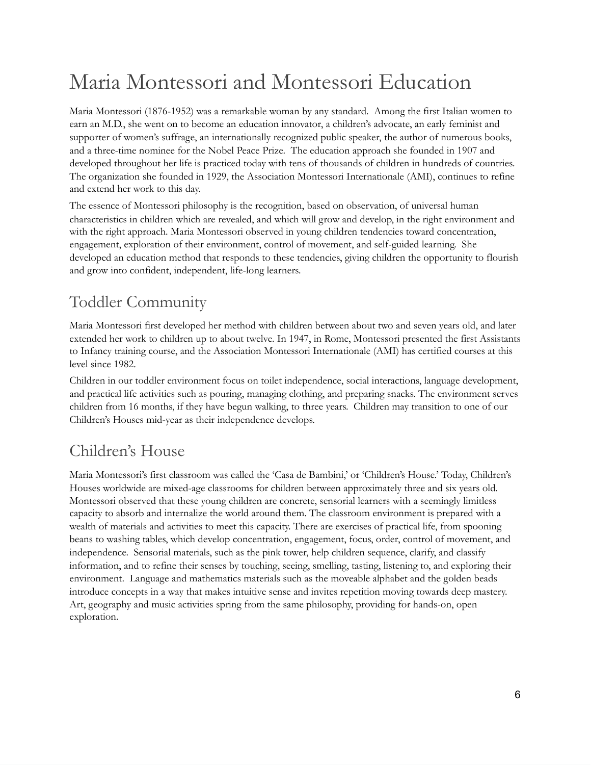# Maria Montessori and Montessori Education

Maria Montessori (1876-1952) was a remarkable woman by any standard. Among the first Italian women to earn an M.D., she went on to become an education innovator, a children's advocate, an early feminist and supporter of women's suffrage, an internationally recognized public speaker, the author of numerous books, and a three-time nominee for the Nobel Peace Prize. The education approach she founded in 1907 and developed throughout her life is practiced today with tens of thousands of children in hundreds of countries. The organization she founded in 1929, the Association Montessori Internationale (AMI), continues to refine and extend her work to this day.

The essence of Montessori philosophy is the recognition, based on observation, of universal human characteristics in children which are revealed, and which will grow and develop, in the right environment and with the right approach. Maria Montessori observed in young children tendencies toward concentration, engagement, exploration of their environment, control of movement, and self-guided learning. She developed an education method that responds to these tendencies, giving children the opportunity to flourish and grow into confident, independent, life-long learners.

## Toddler Community

Maria Montessori first developed her method with children between about two and seven years old, and later extended her work to children up to about twelve. In 1947, in Rome, Montessori presented the first Assistants to Infancy training course, and the Association Montessori Internationale (AMI) has certified courses at this level since 1982.

Children in our toddler environment focus on toilet independence, social interactions, language development, and practical life activities such as pouring, managing clothing, and preparing snacks. The environment serves children from 16 months, if they have begun walking, to three years. Children may transition to one of our Children's Houses mid-year as their independence develops.

## Children's House

Maria Montessori's first classroom was called the 'Casa de Bambini,' or 'Children's House.' Today, Children's Houses worldwide are mixed-age classrooms for children between approximately three and six years old. Montessori observed that these young children are concrete, sensorial learners with a seemingly limitless capacity to absorb and internalize the world around them. The classroom environment is prepared with a wealth of materials and activities to meet this capacity. There are exercises of practical life, from spooning beans to washing tables, which develop concentration, engagement, focus, order, control of movement, and independence. Sensorial materials, such as the pink tower, help children sequence, clarify, and classify information, and to refine their senses by touching, seeing, smelling, tasting, listening to, and exploring their environment. Language and mathematics materials such as the moveable alphabet and the golden beads introduce concepts in a way that makes intuitive sense and invites repetition moving towards deep mastery. Art, geography and music activities spring from the same philosophy, providing for hands-on, open exploration.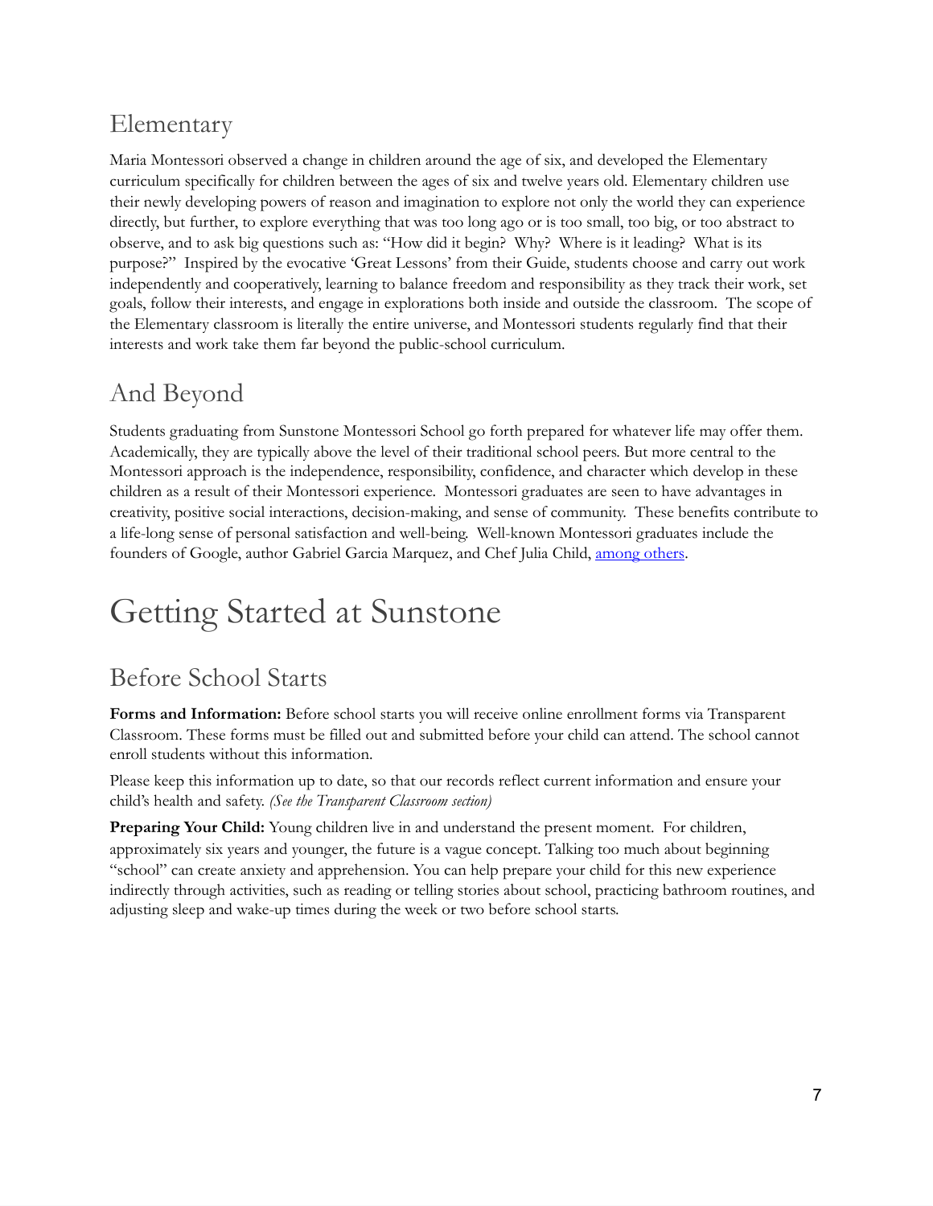## Elementary

Maria Montessori observed a change in children around the age of six, and developed the Elementary curriculum specifically for children between the ages of six and twelve years old. Elementary children use their newly developing powers of reason and imagination to explore not only the world they can experience directly, but further, to explore everything that was too long ago or is too small, too big, or too abstract to observe, and to ask big questions such as: "How did it begin? Why? Where is it leading? What is its purpose?" Inspired by the evocative 'Great Lessons' from their Guide, students choose and carry out work independently and cooperatively, learning to balance freedom and responsibility as they track their work, set goals, follow their interests, and engage in explorations both inside and outside the classroom. The scope of the Elementary classroom is literally the entire universe, and Montessori students regularly find that their interests and work take them far beyond the public-school curriculum.

## And Beyond

Students graduating from Sunstone Montessori School go forth prepared for whatever life may offer them. Academically, they are typically above the level of their traditional school peers. But more central to the Montessori approach is the independence, responsibility, confidence, and character which develop in these children as a result of their Montessori experience. Montessori graduates are seen to have advantages in creativity, positive social interactions, decision-making, and sense of community. These benefits contribute to a life-long sense of personal satisfaction and well-being. Well-known Montessori graduates include the founders of Google, author Gabriel Garcia Marquez, and Chef Julia Child, among others.

# Getting Started at Sunstone

## Before School Starts

**Forms and Information:** Before school starts you will receive online enrollment forms via Transparent Classroom. These forms must be filled out and submitted before your child can attend. The school cannot enroll students without this information.

Please keep this information up to date, so that our records reflect current information and ensure your child's health and safety. *(See the Transparent Classroom section)*

**Preparing Your Child:** Young children live in and understand the present moment. For children, approximately six years and younger, the future is a vague concept. Talking too much about beginning "school" can create anxiety and apprehension. You can help prepare your child for this new experience indirectly through activities, such as reading or telling stories about school, practicing bathroom routines, and adjusting sleep and wake-up times during the week or two before school starts.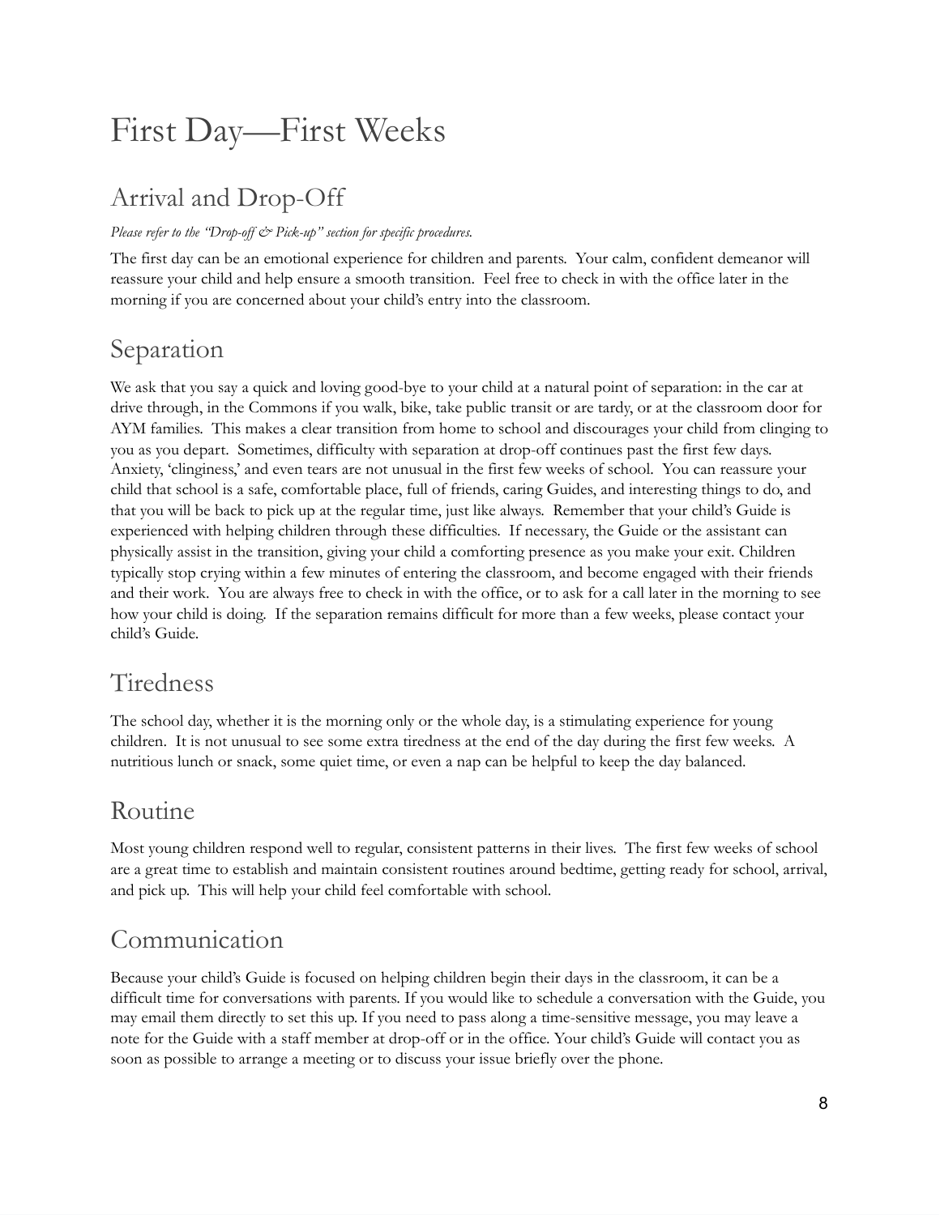# First Day—First Weeks

## Arrival and Drop-Off

*Please refer to the "Drop-off & Pick-up" section for specific procedures.*

The first day can be an emotional experience for children and parents. Your calm, confident demeanor will reassure your child and help ensure a smooth transition. Feel free to check in with the office later in the morning if you are concerned about your child's entry into the classroom.

## Separation

We ask that you say a quick and loving good-bye to your child at a natural point of separation: in the car at drive through, in the Commons if you walk, bike, take public transit or are tardy, or at the classroom door for AYM families. This makes a clear transition from home to school and discourages your child from clinging to you as you depart. Sometimes, difficulty with separation at drop-off continues past the first few days. Anxiety, 'clinginess,' and even tears are not unusual in the first few weeks of school. You can reassure your child that school is a safe, comfortable place, full of friends, caring Guides, and interesting things to do, and that you will be back to pick up at the regular time, just like always. Remember that your child's Guide is experienced with helping children through these difficulties. If necessary, the Guide or the assistant can physically assist in the transition, giving your child a comforting presence as you make your exit. Children typically stop crying within a few minutes of entering the classroom, and become engaged with their friends and their work. You are always free to check in with the office, or to ask for a call later in the morning to see how your child is doing. If the separation remains difficult for more than a few weeks, please contact your child's Guide.

## Tiredness

The school day, whether it is the morning only or the whole day, is a stimulating experience for young children. It is not unusual to see some extra tiredness at the end of the day during the first few weeks. A nutritious lunch or snack, some quiet time, or even a nap can be helpful to keep the day balanced.

## Routine

Most young children respond well to regular, consistent patterns in their lives. The first few weeks of school are a great time to establish and maintain consistent routines around bedtime, getting ready for school, arrival, and pick up. This will help your child feel comfortable with school.

## Communication

Because your child's Guide is focused on helping children begin their days in the classroom, it can be a difficult time for conversations with parents. If you would like to schedule a conversation with the Guide, you may email them directly to set this up. If you need to pass along a time-sensitive message, you may leave a note for the Guide with a staff member at drop-off or in the office. Your child's Guide will contact you as soon as possible to arrange a meeting or to discuss your issue briefly over the phone.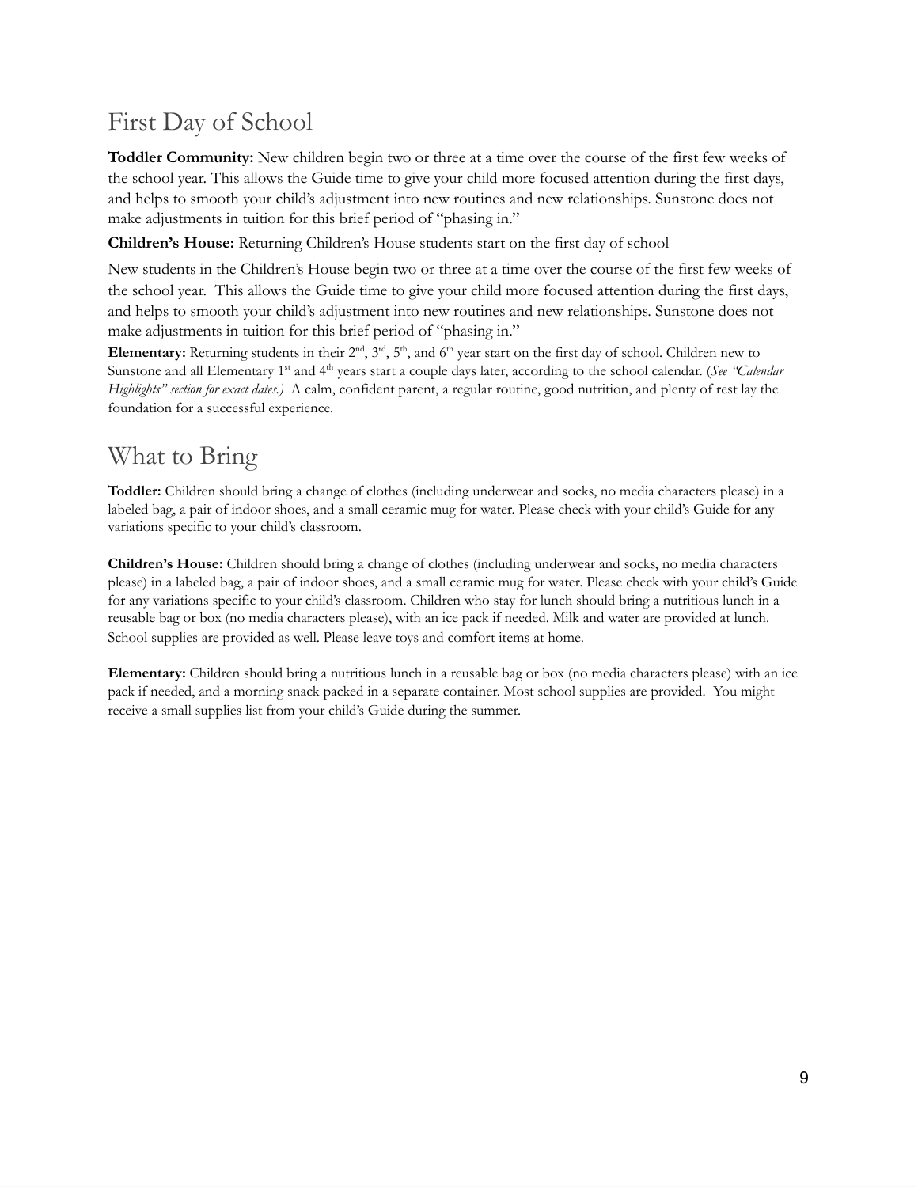## First Day of School

**Toddler Community:** New children begin two or three at a time over the course of the first few weeks of the school year. This allows the Guide time to give your child more focused attention during the first days, and helps to smooth your child's adjustment into new routines and new relationships. Sunstone does not make adjustments in tuition for this brief period of "phasing in."

**Children's House:** Returning Children's House students start on the first day of school

New students in the Children's House begin two or three at a time over the course of the first few weeks of the school year. This allows the Guide time to give your child more focused attention during the first days, and helps to smooth your child's adjustment into new routines and new relationships. Sunstone does not make adjustments in tuition for this brief period of "phasing in."

**Elementary:** Returning students in their 2nd, 3rd, 5th, and 6th year start on the first day of school. Children new to Sunstone and all Elementary 1st and 4th years start a couple days later, according to the school calendar. (*See "Calendar Highlights" section for exact dates.)* A calm, confident parent, a regular routine, good nutrition, and plenty of rest lay the foundation for a successful experience.

## What to Bring

**Toddler:** Children should bring a change of clothes (including underwear and socks, no media characters please) in a labeled bag, a pair of indoor shoes, and a small ceramic mug for water. Please check with your child's Guide for any variations specific to your child's classroom.

**Children's House:** Children should bring a change of clothes (including underwear and socks, no media characters please) in a labeled bag, a pair of indoor shoes, and a small ceramic mug for water. Please check with your child's Guide for any variations specific to your child's classroom. Children who stay for lunch should bring a nutritious lunch in a reusable bag or box (no media characters please), with an ice pack if needed. Milk and water are provided at lunch. School supplies are provided as well. Please leave toys and comfort items at home.

**Elementary:** Children should bring a nutritious lunch in a reusable bag or box (no media characters please) with an ice pack if needed, and a morning snack packed in a separate container. Most school supplies are provided. You might receive a small supplies list from your child's Guide during the summer.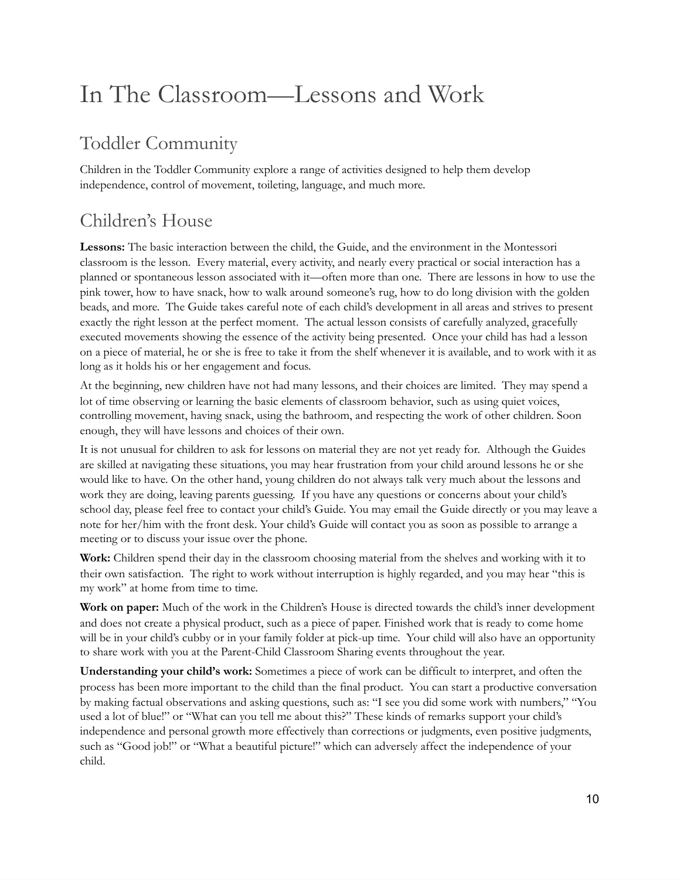# In The Classroom—Lessons and Work

## Toddler Community

Children in the Toddler Community explore a range of activities designed to help them develop independence, control of movement, toileting, language, and much more.

## Children's House

**Lessons:** The basic interaction between the child, the Guide, and the environment in the Montessori classroom is the lesson. Every material, every activity, and nearly every practical or social interaction has a planned or spontaneous lesson associated with it—often more than one. There are lessons in how to use the pink tower, how to have snack, how to walk around someone's rug, how to do long division with the golden beads, and more. The Guide takes careful note of each child's development in all areas and strives to present exactly the right lesson at the perfect moment. The actual lesson consists of carefully analyzed, gracefully executed movements showing the essence of the activity being presented. Once your child has had a lesson on a piece of material, he or she is free to take it from the shelf whenever it is available, and to work with it as long as it holds his or her engagement and focus.

At the beginning, new children have not had many lessons, and their choices are limited. They may spend a lot of time observing or learning the basic elements of classroom behavior, such as using quiet voices, controlling movement, having snack, using the bathroom, and respecting the work of other children. Soon enough, they will have lessons and choices of their own.

It is not unusual for children to ask for lessons on material they are not yet ready for. Although the Guides are skilled at navigating these situations, you may hear frustration from your child around lessons he or she would like to have. On the other hand, young children do not always talk very much about the lessons and work they are doing, leaving parents guessing. If you have any questions or concerns about your child's school day, please feel free to contact your child's Guide. You may email the Guide directly or you may leave a note for her/him with the front desk. Your child's Guide will contact you as soon as possible to arrange a meeting or to discuss your issue over the phone.

**Work:** Children spend their day in the classroom choosing material from the shelves and working with it to their own satisfaction. The right to work without interruption is highly regarded, and you may hear "this is my work" at home from time to time.

**Work on paper:** Much of the work in the Children's House is directed towards the child's inner development and does not create a physical product, such as a piece of paper. Finished work that is ready to come home will be in your child's cubby or in your family folder at pick-up time. Your child will also have an opportunity to share work with you at the Parent-Child Classroom Sharing events throughout the year.

**Understanding your child's work:** Sometimes a piece of work can be difficult to interpret, and often the process has been more important to the child than the final product. You can start a productive conversation by making factual observations and asking questions, such as: "I see you did some work with numbers," "You used a lot of blue!" or "What can you tell me about this?" These kinds of remarks support your child's independence and personal growth more effectively than corrections or judgments, even positive judgments, such as "Good job!" or "What a beautiful picture!" which can adversely affect the independence of your child.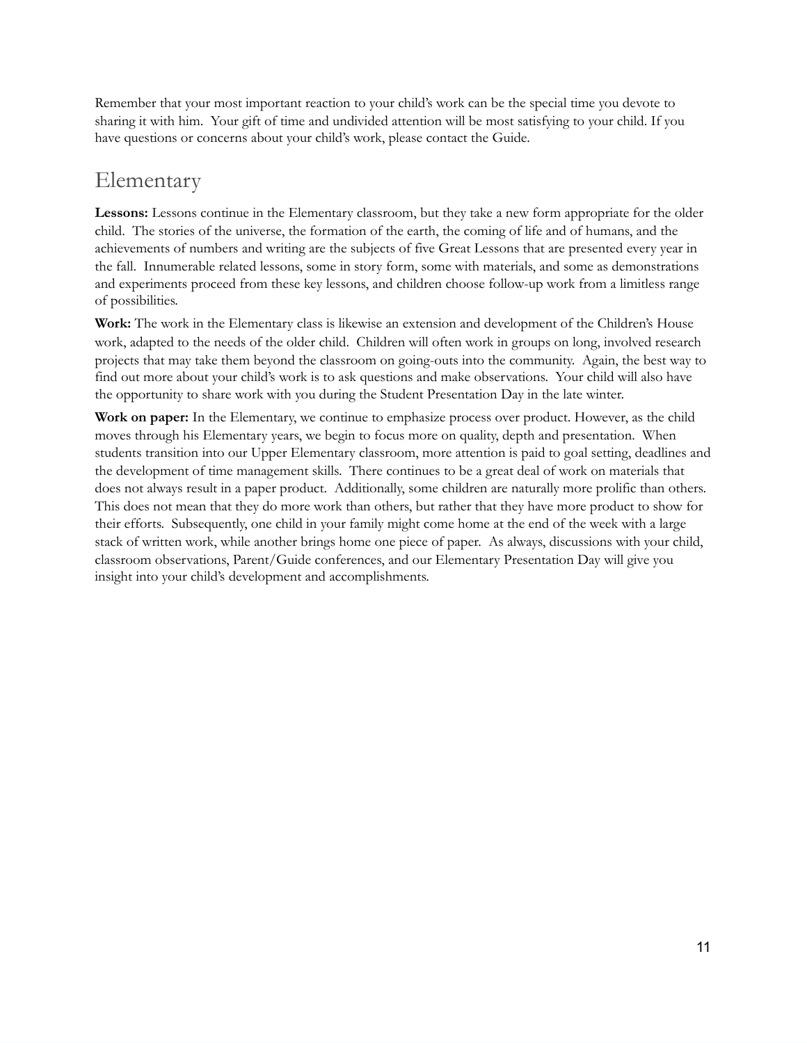Remember that your most important reaction to your child's work can be the special time you devote to sharing it with him. Your gift of time and undivided attention will be most satisfying to your child. If you have questions or concerns about your child's work, please contact the Guide.

## Elementary

**Lessons:** Lessons continue in the Elementary classroom, but they take a new form appropriate for the older child. The stories of the universe, the formation of the earth, the coming of life and of humans, and the achievements of numbers and writing are the subjects of five Great Lessons that are presented every year in the fall. Innumerable related lessons, some in story form, some with materials, and some as demonstrations and experiments proceed from these key lessons, and children choose follow-up work from a limitless range of possibilities.

**Work:** The work in the Elementary class is likewise an extension and development of the Children's House work, adapted to the needs of the older child. Children will often work in groups on long, involved research projects that may take them beyond the classroom on going-outs into the community. Again, the best way to find out more about your child's work is to ask questions and make observations. Your child will also have the opportunity to share work with you during the Student Presentation Day in the late winter.

**Work on paper:** In the Elementary, we continue to emphasize process over product. However, as the child moves through his Elementary years, we begin to focus more on quality, depth and presentation. When students transition into our Upper Elementary classroom, more attention is paid to goal setting, deadlines and the development of time management skills. There continues to be a great deal of work on materials that does not always result in a paper product. Additionally, some children are naturally more prolific than others. This does not mean that they do more work than others, but rather that they have more product to show for their efforts. Subsequently, one child in your family might come home at the end of the week with a large stack of written work, while another brings home one piece of paper. As always, discussions with your child, classroom observations, Parent/Guide conferences, and our Elementary Presentation Day will give you insight into your child's development and accomplishments.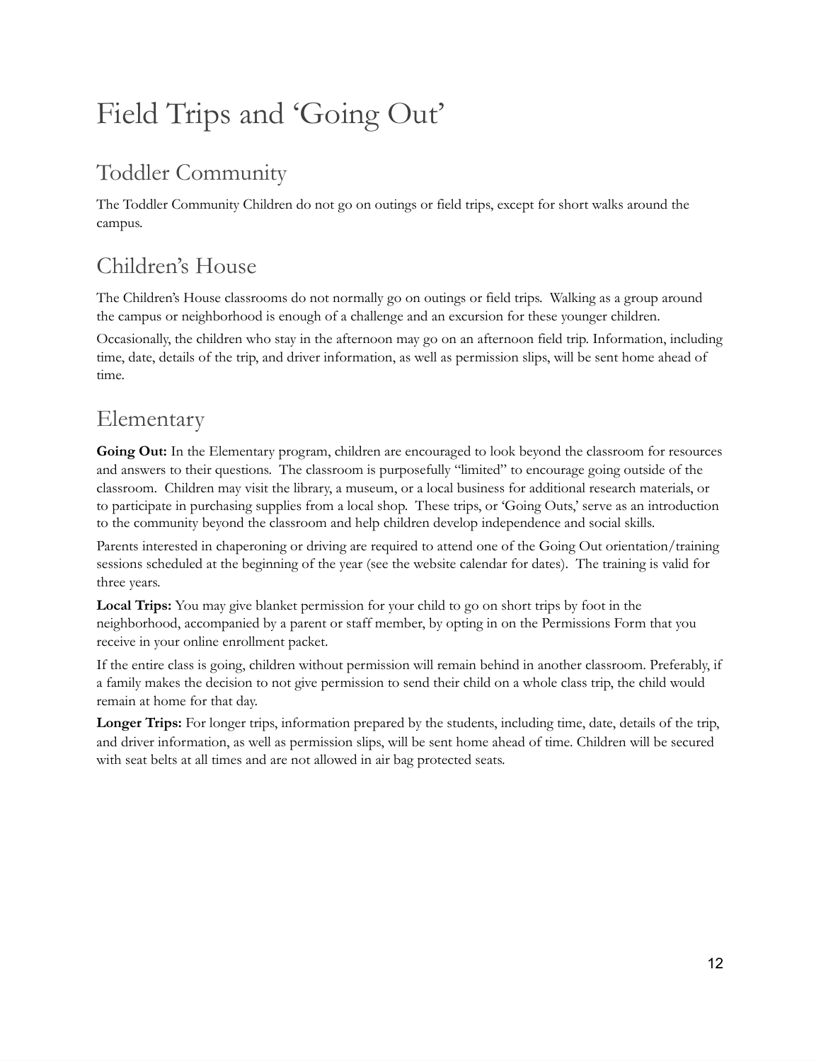# Field Trips and 'Going Out'

## Toddler Community

The Toddler Community Children do not go on outings or field trips, except for short walks around the campus.

## Children's House

The Children's House classrooms do not normally go on outings or field trips. Walking as a group around the campus or neighborhood is enough of a challenge and an excursion for these younger children.

Occasionally, the children who stay in the afternoon may go on an afternoon field trip. Information, including time, date, details of the trip, and driver information, as well as permission slips, will be sent home ahead of time.

## Elementary

**Going Out:** In the Elementary program, children are encouraged to look beyond the classroom for resources and answers to their questions. The classroom is purposefully "limited" to encourage going outside of the classroom. Children may visit the library, a museum, or a local business for additional research materials, or to participate in purchasing supplies from a local shop. These trips, or 'Going Outs,' serve as an introduction to the community beyond the classroom and help children develop independence and social skills.

Parents interested in chaperoning or driving are required to attend one of the Going Out orientation/training sessions scheduled at the beginning of the year (see the website calendar for dates). The training is valid for three years.

**Local Trips:** You may give blanket permission for your child to go on short trips by foot in the neighborhood, accompanied by a parent or staff member, by opting in on the Permissions Form that you receive in your online enrollment packet.

If the entire class is going, children without permission will remain behind in another classroom. Preferably, if a family makes the decision to not give permission to send their child on a whole class trip, the child would remain at home for that day.

**Longer Trips:** For longer trips, information prepared by the students, including time, date, details of the trip, and driver information, as well as permission slips, will be sent home ahead of time. Children will be secured with seat belts at all times and are not allowed in air bag protected seats.